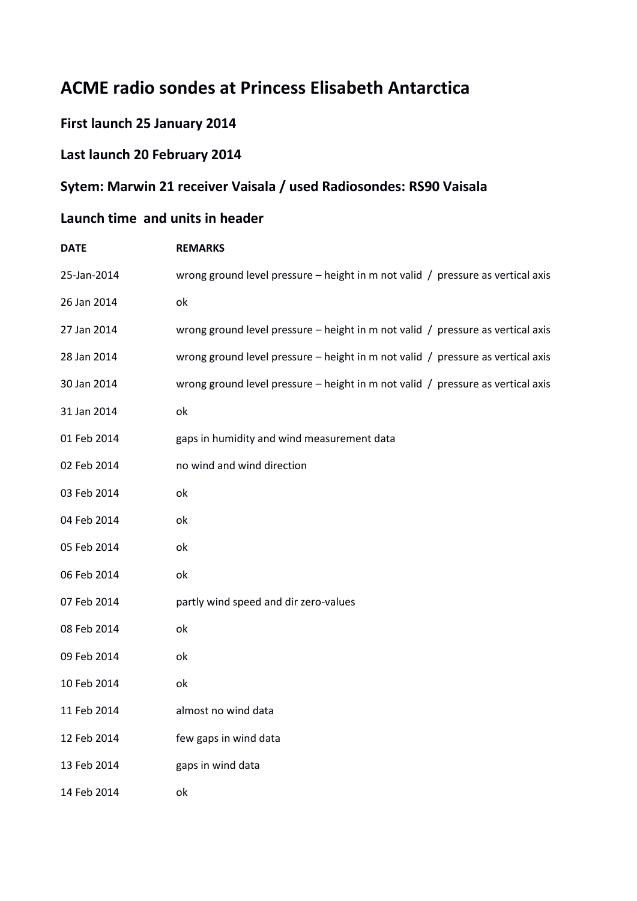# ACME radio sondes at Princess Elisabeth Antarctica

## First launch 25 January 2014

## Last launch 20 February 2014

## Sytem: Marwin 21 receiver Vaisala / used Radiosondes: RS90 Vaisala

## Launch time and units in header

| DATE | REMARKS |
|---|---|
| 25-Jan-2014 | wrong ground level pressure – height in m not valid / pressure as vertical axis |
| 26 Jan 2014 | ok |
| 27 Jan 2014 | wrong ground level pressure – height in m not valid / pressure as vertical axis |
| 28 Jan 2014 | wrong ground level pressure – height in m not valid / pressure as vertical axis |
| 30 Jan 2014 | wrong ground level pressure – height in m not valid / pressure as vertical axis |
| 31 Jan 2014 | ok |
| 01 Feb 2014 | gaps in humidity and wind measurement data |
| 02 Feb 2014 | no wind and wind direction |
| 03 Feb 2014 | ok |
| 04 Feb 2014 | ok |
| 05 Feb 2014 | ok |
| 06 Feb 2014 | ok |
| 07 Feb 2014 | partly wind speed and dir zero-values |
| 08 Feb 2014 | ok |
| 09 Feb 2014 | ok |
| 10 Feb 2014 | ok |
| 11 Feb 2014 | almost no wind data |
| 12 Feb 2014 | few gaps in wind data |
| 13 Feb 2014 | gaps in wind data |
| 14 Feb 2014 | ok |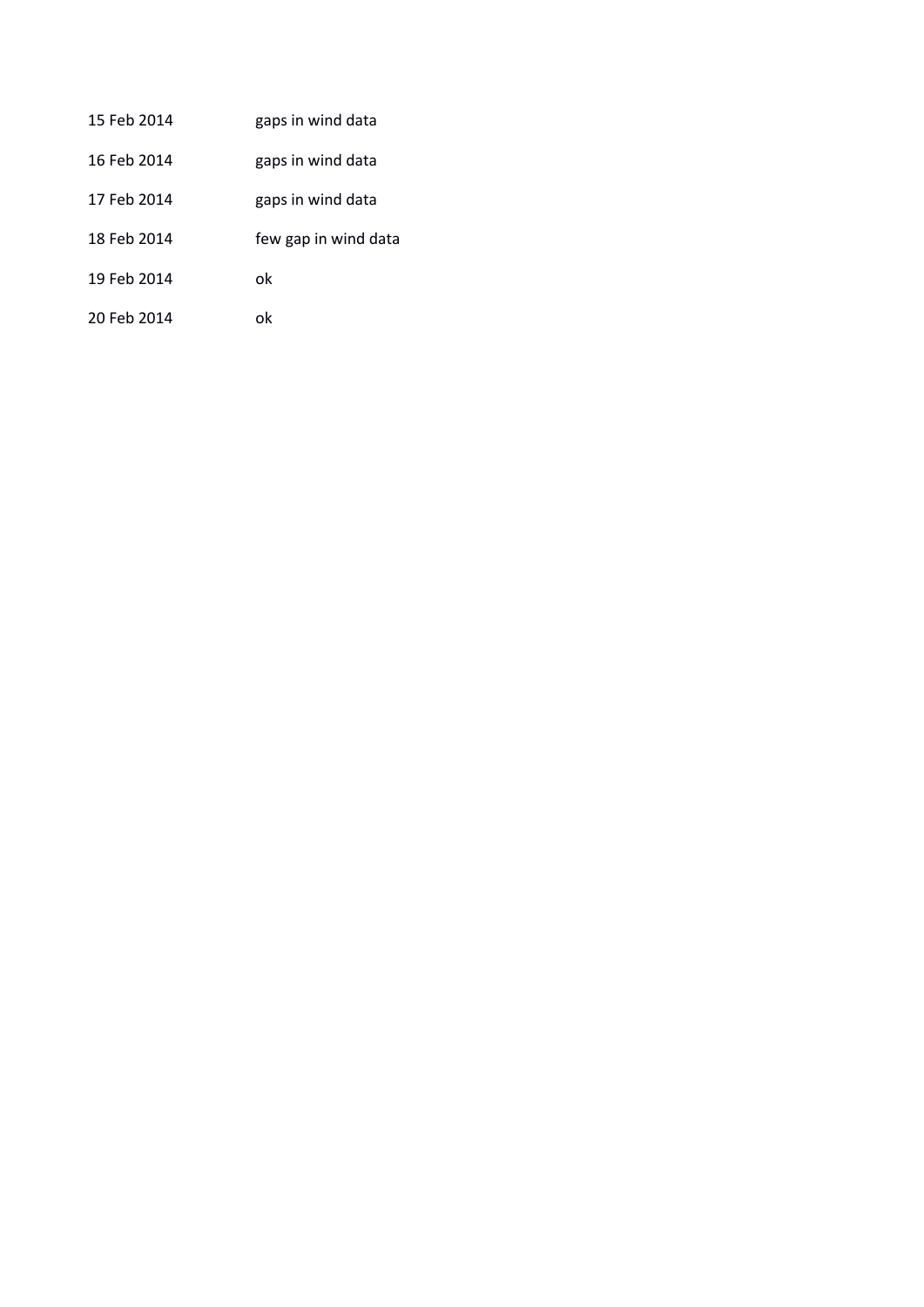| | |
|---|---|
| 15 Feb 2014 | gaps in wind data |
| 16 Feb 2014 | gaps in wind data |
| 17 Feb 2014 | gaps in wind data |
| 18 Feb 2014 | few gap in wind data |
| 19 Feb 2014 | ok |
| 20 Feb 2014 | ok |